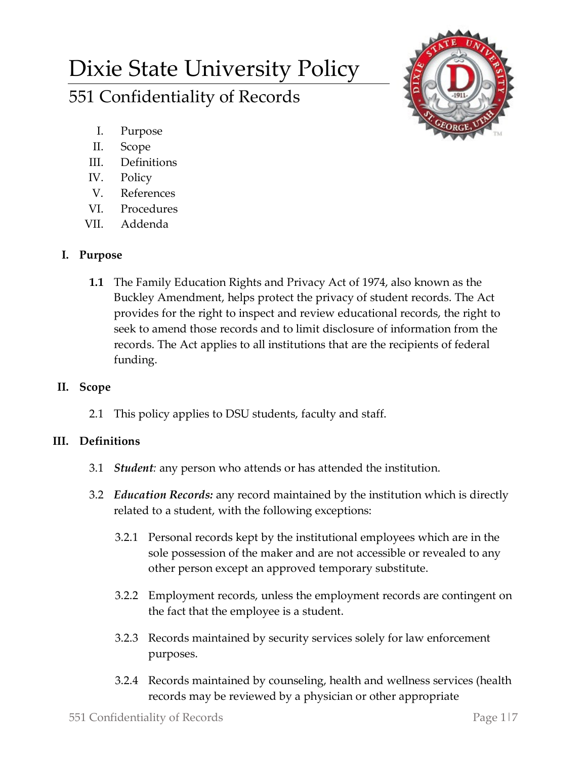# Dixie State University Policy

## 551 Confidentiality of Records

I. Purpose
II. Scope
III. Definitions
IV. Policy
V. References
VI. Procedures
VII. Addenda

### I. Purpose

**1.1** The Family Education Rights and Privacy Act of 1974, also known as the Buckley Amendment, helps protect the privacy of student records. The Act provides for the right to inspect and review educational records, the right to seek to amend those records and to limit disclosure of information from the records. The Act applies to all institutions that are the recipients of federal funding.

### II. Scope

2.1 This policy applies to DSU students, faculty and staff.

### III. Definitions

3.1 ***Student****:* any person who attends or has attended the institution.

3.2 ***Education Records:*** any record maintained by the institution which is directly related to a student, with the following exceptions:

3.2.1 Personal records kept by the institutional employees which are in the sole possession of the maker and are not accessible or revealed to any other person except an approved temporary substitute.

3.2.2 Employment records, unless the employment records are contingent on the fact that the employee is a student.

3.2.3 Records maintained by security services solely for law enforcement purposes.

3.2.4 Records maintained by counseling, health and wellness services (health records may be reviewed by a physician or other appropriate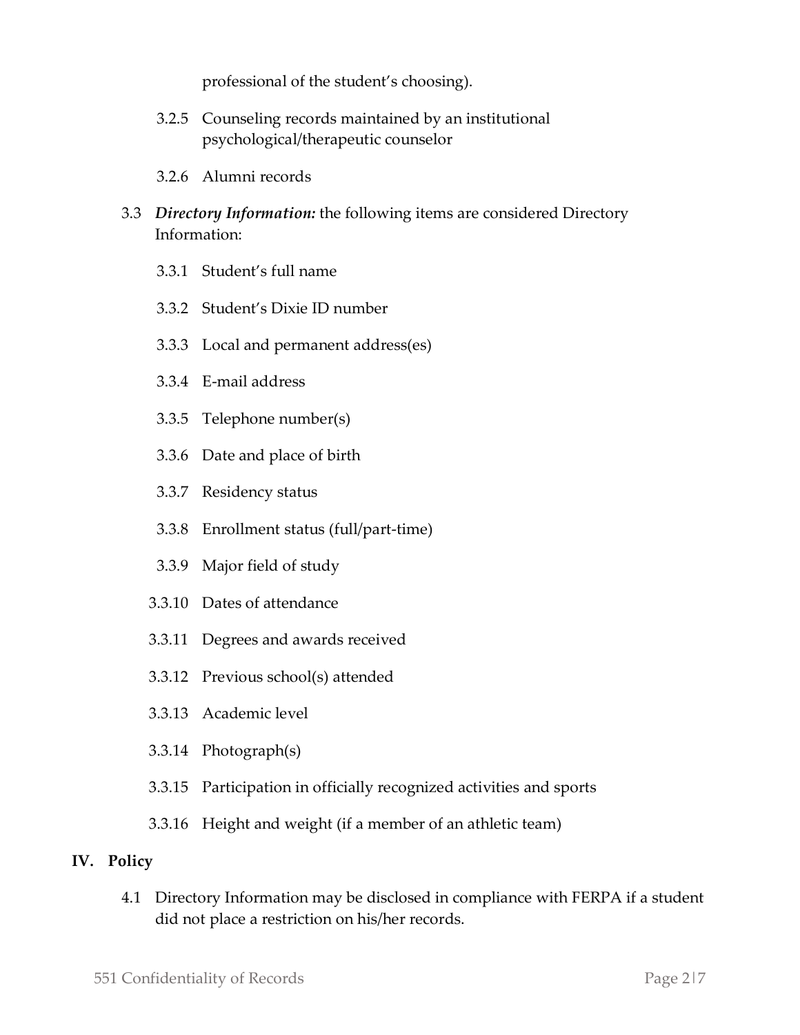professional of the student's choosing).

3.2.5 Counseling records maintained by an institutional psychological/therapeutic counselor

3.2.6 Alumni records

3.3 ***Directory Information:*** the following items are considered Directory Information:

3.3.1 Student's full name

3.3.2 Student's Dixie ID number

3.3.3 Local and permanent address(es)

3.3.4 E-mail address

3.3.5 Telephone number(s)

3.3.6 Date and place of birth

3.3.7 Residency status

3.3.8 Enrollment status (full/part-time)

3.3.9 Major field of study

3.3.10 Dates of attendance

3.3.11 Degrees and awards received

3.3.12 Previous school(s) attended

3.3.13 Academic level

3.3.14 Photograph(s)

3.3.15 Participation in officially recognized activities and sports

3.3.16 Height and weight (if a member of an athletic team)

## IV. Policy

4.1 Directory Information may be disclosed in compliance with FERPA if a student did not place a restriction on his/her records.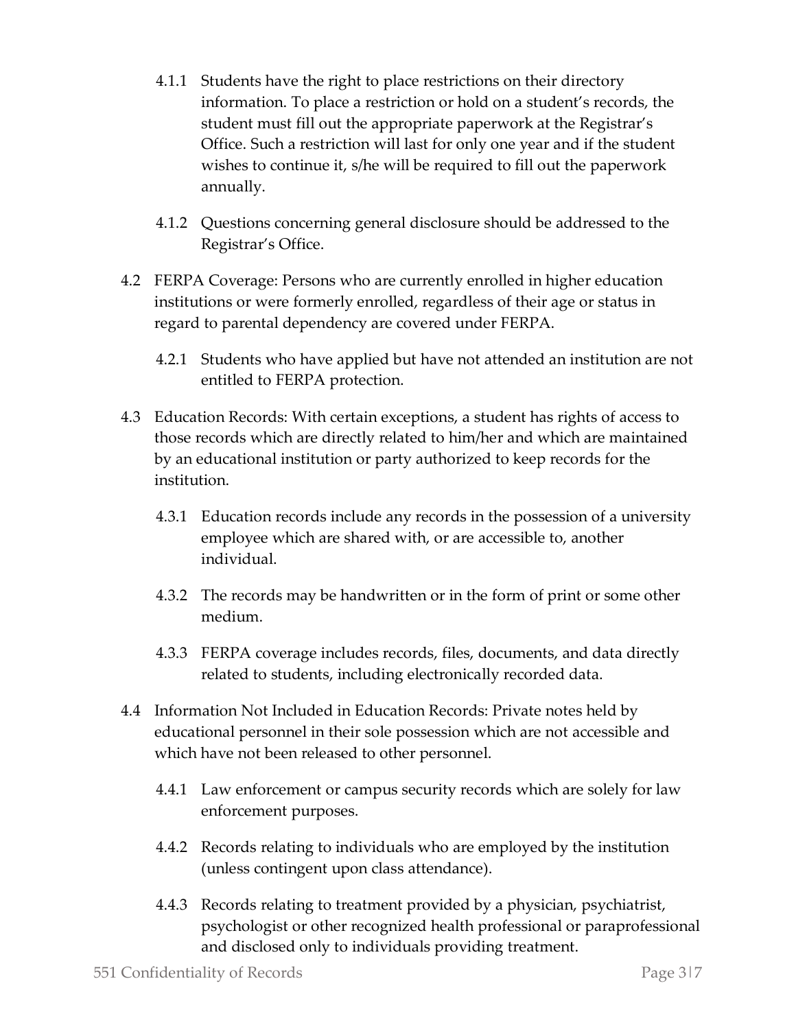4.1.1 Students have the right to place restrictions on their directory information. To place a restriction or hold on a student's records, the student must fill out the appropriate paperwork at the Registrar's Office. Such a restriction will last for only one year and if the student wishes to continue it, s/he will be required to fill out the paperwork annually.

4.1.2 Questions concerning general disclosure should be addressed to the Registrar's Office.

4.2 FERPA Coverage: Persons who are currently enrolled in higher education institutions or were formerly enrolled, regardless of their age or status in regard to parental dependency are covered under FERPA.

4.2.1 Students who have applied but have not attended an institution are not entitled to FERPA protection.

4.3 Education Records: With certain exceptions, a student has rights of access to those records which are directly related to him/her and which are maintained by an educational institution or party authorized to keep records for the institution.

4.3.1 Education records include any records in the possession of a university employee which are shared with, or are accessible to, another individual.

4.3.2 The records may be handwritten or in the form of print or some other medium.

4.3.3 FERPA coverage includes records, files, documents, and data directly related to students, including electronically recorded data.

4.4 Information Not Included in Education Records: Private notes held by educational personnel in their sole possession which are not accessible and which have not been released to other personnel.

4.4.1 Law enforcement or campus security records which are solely for law enforcement purposes.

4.4.2 Records relating to individuals who are employed by the institution (unless contingent upon class attendance).

4.4.3 Records relating to treatment provided by a physician, psychiatrist, psychologist or other recognized health professional or paraprofessional and disclosed only to individuals providing treatment.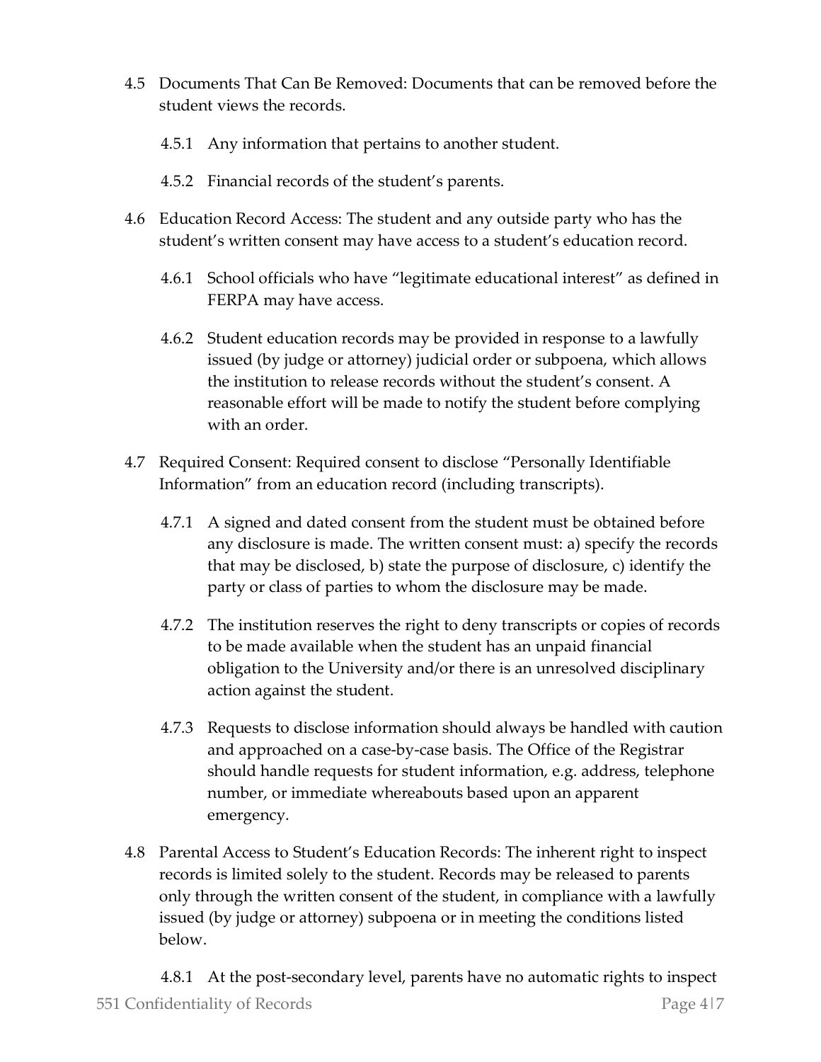4.5 Documents That Can Be Removed: Documents that can be removed before the student views the records.

  4.5.1 Any information that pertains to another student.

  4.5.2 Financial records of the student's parents.

4.6 Education Record Access: The student and any outside party who has the student's written consent may have access to a student's education record.

  4.6.1 School officials who have "legitimate educational interest" as defined in FERPA may have access.

  4.6.2 Student education records may be provided in response to a lawfully issued (by judge or attorney) judicial order or subpoena, which allows the institution to release records without the student's consent. A reasonable effort will be made to notify the student before complying with an order.

4.7 Required Consent: Required consent to disclose "Personally Identifiable Information" from an education record (including transcripts).

  4.7.1 A signed and dated consent from the student must be obtained before any disclosure is made. The written consent must: a) specify the records that may be disclosed, b) state the purpose of disclosure, c) identify the party or class of parties to whom the disclosure may be made.

  4.7.2 The institution reserves the right to deny transcripts or copies of records to be made available when the student has an unpaid financial obligation to the University and/or there is an unresolved disciplinary action against the student.

  4.7.3 Requests to disclose information should always be handled with caution and approached on a case-by-case basis. The Office of the Registrar should handle requests for student information, e.g. address, telephone number, or immediate whereabouts based upon an apparent emergency.

4.8 Parental Access to Student's Education Records: The inherent right to inspect records is limited solely to the student. Records may be released to parents only through the written consent of the student, in compliance with a lawfully issued (by judge or attorney) subpoena or in meeting the conditions listed below.

  4.8.1 At the post-secondary level, parents have no automatic rights to inspect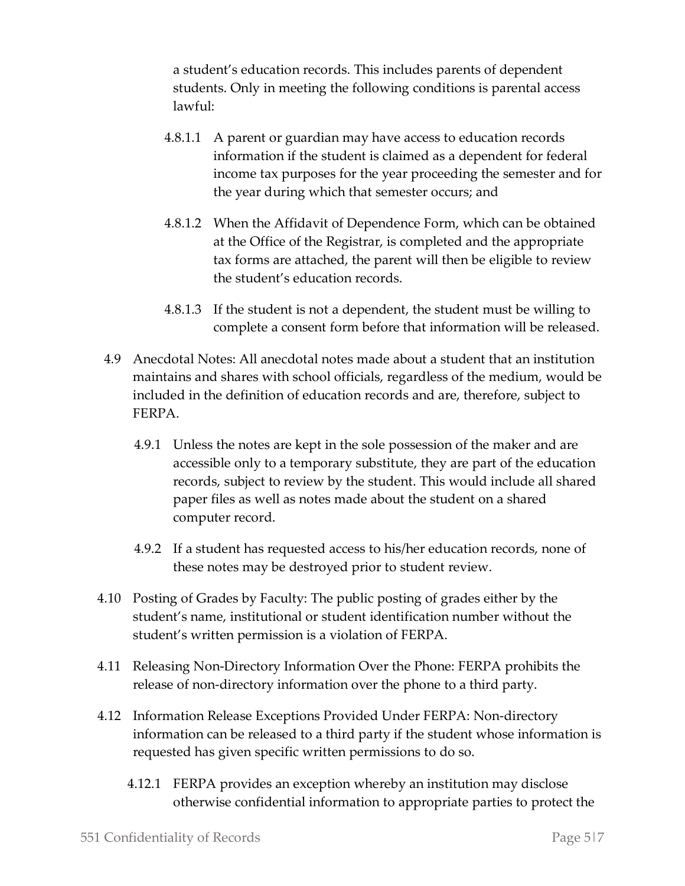a student's education records. This includes parents of dependent students. Only in meeting the following conditions is parental access lawful:

4.8.1.1 A parent or guardian may have access to education records information if the student is claimed as a dependent for federal income tax purposes for the year proceeding the semester and for the year during which that semester occurs; and

4.8.1.2 When the Affidavit of Dependence Form, which can be obtained at the Office of the Registrar, is completed and the appropriate tax forms are attached, the parent will then be eligible to review the student's education records.

4.8.1.3 If the student is not a dependent, the student must be willing to complete a consent form before that information will be released.

4.9 Anecdotal Notes: All anecdotal notes made about a student that an institution maintains and shares with school officials, regardless of the medium, would be included in the definition of education records and are, therefore, subject to FERPA.

4.9.1 Unless the notes are kept in the sole possession of the maker and are accessible only to a temporary substitute, they are part of the education records, subject to review by the student. This would include all shared paper files as well as notes made about the student on a shared computer record.

4.9.2 If a student has requested access to his/her education records, none of these notes may be destroyed prior to student review.

4.10 Posting of Grades by Faculty: The public posting of grades either by the student's name, institutional or student identification number without the student's written permission is a violation of FERPA.

4.11 Releasing Non-Directory Information Over the Phone: FERPA prohibits the release of non-directory information over the phone to a third party.

4.12 Information Release Exceptions Provided Under FERPA: Non-directory information can be released to a third party if the student whose information is requested has given specific written permissions to do so.

4.12.1 FERPA provides an exception whereby an institution may disclose otherwise confidential information to appropriate parties to protect the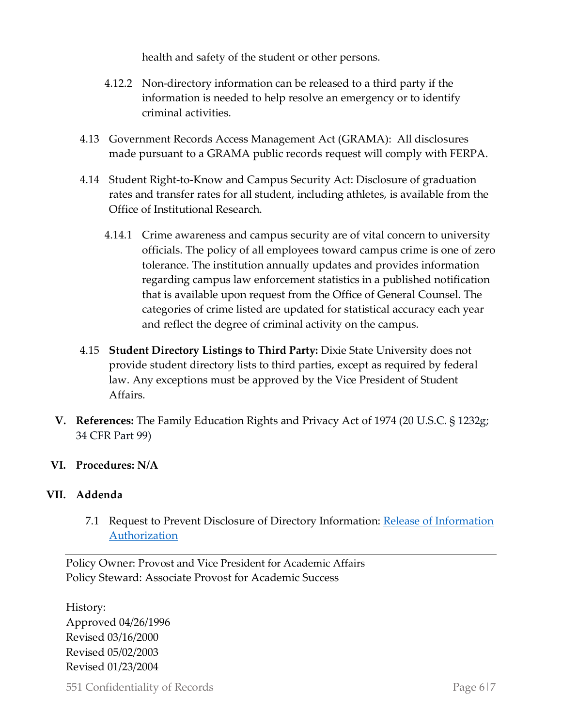health and safety of the student or other persons.

4.12.2 Non-directory information can be released to a third party if the information is needed to help resolve an emergency or to identify criminal activities.

4.13 Government Records Access Management Act (GRAMA): All disclosures made pursuant to a GRAMA public records request will comply with FERPA.

4.14 Student Right-to-Know and Campus Security Act: Disclosure of graduation rates and transfer rates for all student, including athletes, is available from the Office of Institutional Research.

4.14.1 Crime awareness and campus security are of vital concern to university officials. The policy of all employees toward campus crime is one of zero tolerance. The institution annually updates and provides information regarding campus law enforcement statistics in a published notification that is available upon request from the Office of General Counsel. The categories of crime listed are updated for statistical accuracy each year and reflect the degree of criminal activity on the campus.

4.15 **Student Directory Listings to Third Party:** Dixie State University does not provide student directory lists to third parties, except as required by federal law. Any exceptions must be approved by the Vice President of Student Affairs.

**V. References:** The Family Education Rights and Privacy Act of 1974 (20 U.S.C. § 1232g; 34 CFR Part 99)

**VI. Procedures: N/A**

**VII. Addenda**

7.1 Request to Prevent Disclosure of Directory Information: [Release of Information Authorization]

---

Policy Owner: Provost and Vice President for Academic Affairs
Policy Steward: Associate Provost for Academic Success

History:
Approved 04/26/1996
Revised 03/16/2000
Revised 05/02/2003
Revised 01/23/2004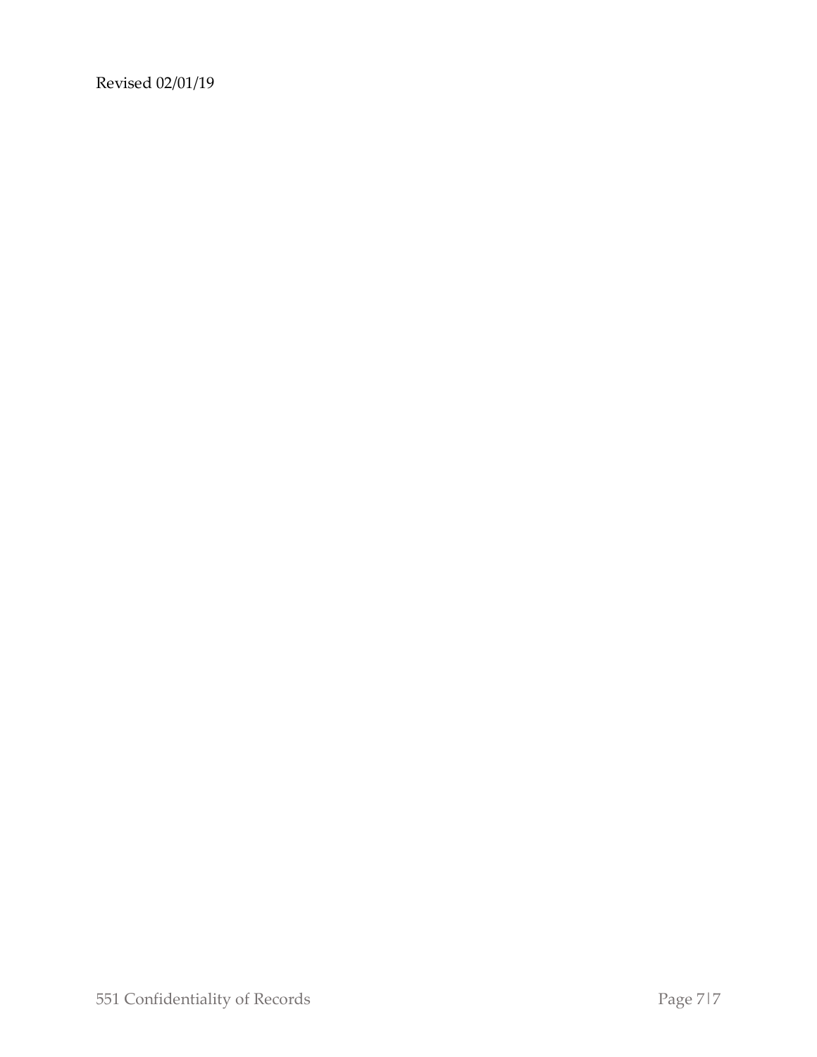Revised 02/01/19